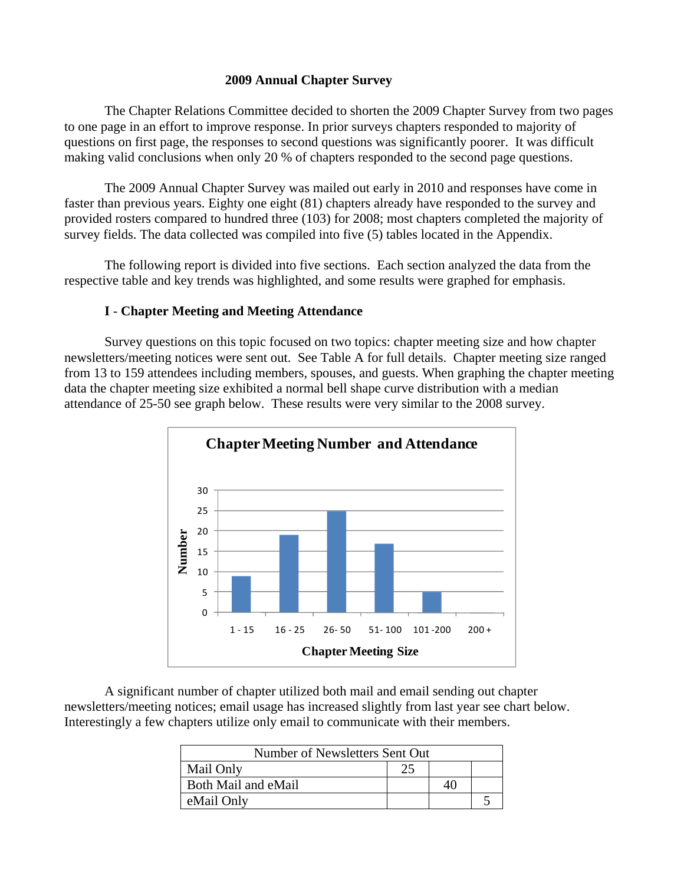# 2009 Annual Chapter Survey

The Chapter Relations Committee decided to shorten the 2009 Chapter Survey from two pages to one page in an effort to improve response. In prior surveys chapters responded to majority of questions on first page, the responses to second questions was significantly poorer. It was difficult making valid conclusions when only 20 % of chapters responded to the second page questions.

The 2009 Annual Chapter Survey was mailed out early in 2010 and responses have come in faster than previous years. Eighty one eight (81) chapters already have responded to the survey and provided rosters compared to hundred three (103) for 2008; most chapters completed the majority of survey fields. The data collected was compiled into five (5) tables located in the Appendix.

The following report is divided into five sections. Each section analyzed the data from the respective table and key trends was highlighted, and some results were graphed for emphasis.

## I - Chapter Meeting and Meeting Attendance

Survey questions on this topic focused on two topics: chapter meeting size and how chapter newsletters/meeting notices were sent out. See Table A for full details. Chapter meeting size ranged from 13 to 159 attendees including members, spouses, and guests. When graphing the chapter meeting data the chapter meeting size exhibited a normal bell shape curve distribution with a median attendance of 25-50 see graph below. These results were very similar to the 2008 survey.

**Chapter Meeting Number and Attendance**

| Chapter Meeting Size | Number |
|---|---|
| 1 - 15 | 9 |
| 16 - 25 | 19 |
| 26 - 50 | 25 |
| 51 - 100 | 17 |
| 101 - 200 | 5 |
| 200 + | 0 |

A significant number of chapter utilized both mail and email sending out chapter newsletters/meeting notices; email usage has increased slightly from last year see chart below. Interestingly a few chapters utilize only email to communicate with their members.

| Number of Newsletters Sent Out | | | |
|---|---|---|---|
| Mail Only | 25 | | |
| Both Mail and eMail | | 40 | |
| eMail Only | | | 5 |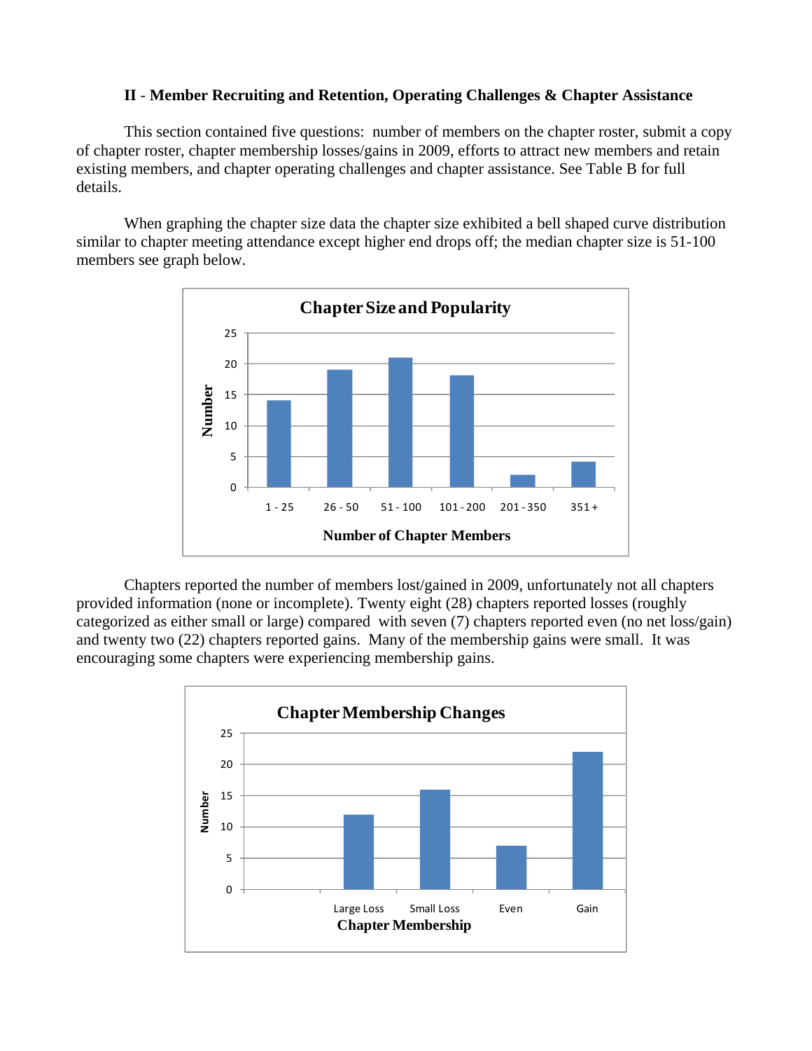### II - Member Recruiting and Retention, Operating Challenges & Chapter Assistance

This section contained five questions: number of members on the chapter roster, submit a copy of chapter roster, chapter membership losses/gains in 2009, efforts to attract new members and retain existing members, and chapter operating challenges and chapter assistance. See Table B for full details.

When graphing the chapter size data the chapter size exhibited a bell shaped curve distribution similar to chapter meeting attendance except higher end drops off; the median chapter size is 51-100 members see graph below.

Chapters reported the number of members lost/gained in 2009, unfortunately not all chapters provided information (none or incomplete). Twenty eight (28) chapters reported losses (roughly categorized as either small or large) compared with seven (7) chapters reported even (no net loss/gain) and twenty two (22) chapters reported gains. Many of the membership gains were small. It was encouraging some chapters were experiencing membership gains.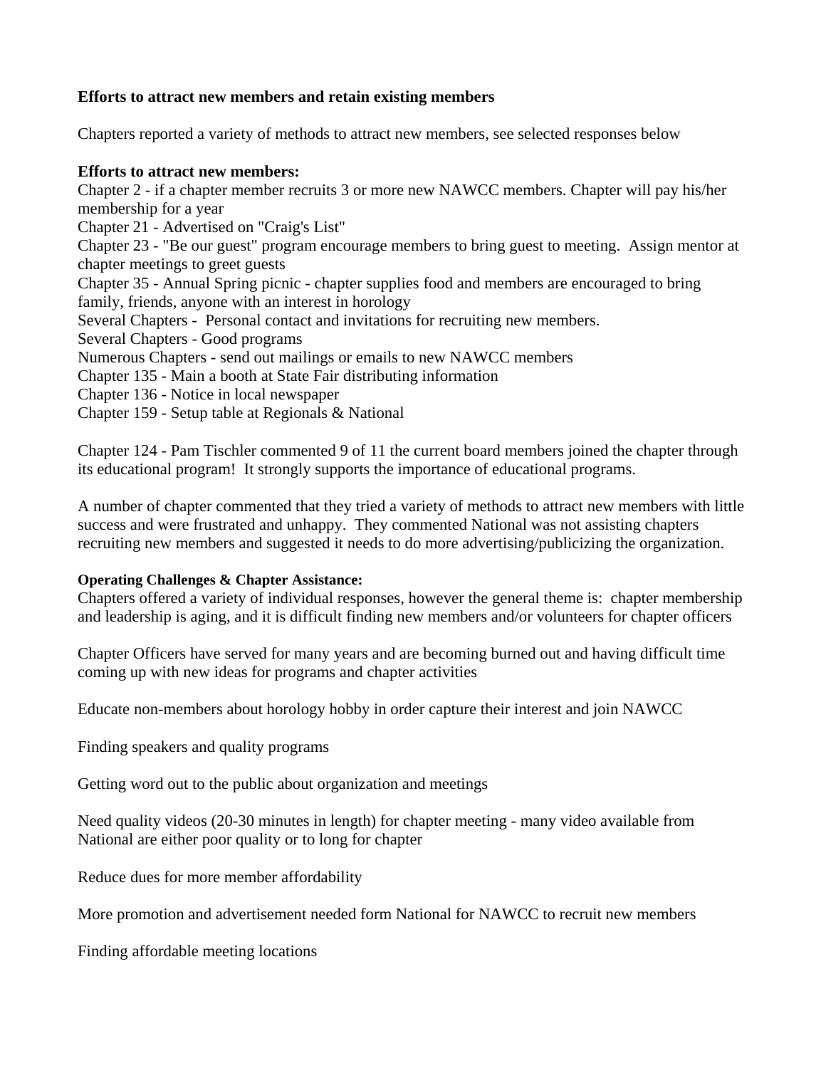**Efforts to attract new members and retain existing members**

Chapters reported a variety of methods to attract new members, see selected responses below

**Efforts to attract new members:**

Chapter 2 - if a chapter member recruits 3 or more new NAWCC members. Chapter will pay his/her membership for a year

Chapter 21 - Advertised on "Craig's List"

Chapter 23 - "Be our guest" program encourage members to bring guest to meeting. Assign mentor at chapter meetings to greet guests

Chapter 35 - Annual Spring picnic - chapter supplies food and members are encouraged to bring family, friends, anyone with an interest in horology

Several Chapters - Personal contact and invitations for recruiting new members.

Several Chapters - Good programs

Numerous Chapters - send out mailings or emails to new NAWCC members

Chapter 135 - Main a booth at State Fair distributing information

Chapter 136 - Notice in local newspaper

Chapter 159 - Setup table at Regionals & National

Chapter 124 - Pam Tischler commented 9 of 11 the current board members joined the chapter through its educational program! It strongly supports the importance of educational programs.

A number of chapter commented that they tried a variety of methods to attract new members with little success and were frustrated and unhappy. They commented National was not assisting chapters recruiting new members and suggested it needs to do more advertising/publicizing the organization.

**Operating Challenges & Chapter Assistance:**

Chapters offered a variety of individual responses, however the general theme is: chapter membership and leadership is aging, and it is difficult finding new members and/or volunteers for chapter officers

Chapter Officers have served for many years and are becoming burned out and having difficult time coming up with new ideas for programs and chapter activities

Educate non-members about horology hobby in order capture their interest and join NAWCC

Finding speakers and quality programs

Getting word out to the public about organization and meetings

Need quality videos (20-30 minutes in length) for chapter meeting - many video available from National are either poor quality or to long for chapter

Reduce dues for more member affordability

More promotion and advertisement needed form National for NAWCC to recruit new members

Finding affordable meeting locations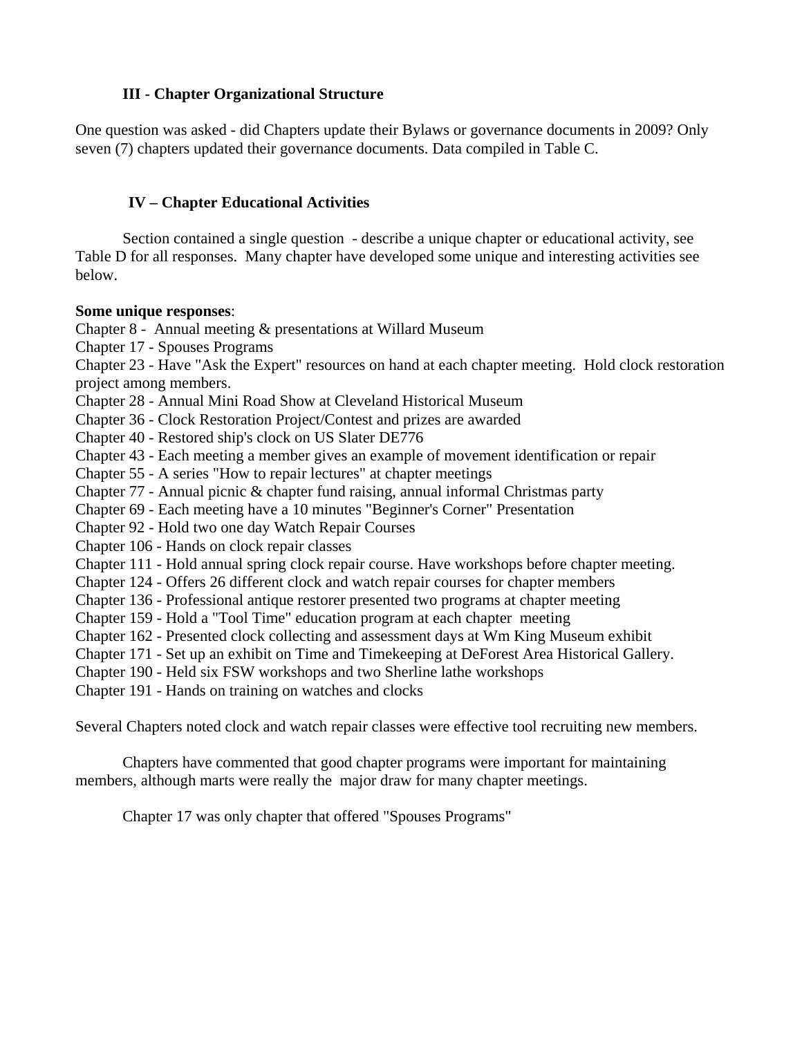### III - Chapter Organizational Structure

One question was asked - did Chapters update their Bylaws or governance documents in 2009? Only seven (7) chapters updated their governance documents. Data compiled in Table C.

### IV – Chapter Educational Activities

Section contained a single question - describe a unique chapter or educational activity, see Table D for all responses. Many chapter have developed some unique and interesting activities see below.

**Some unique responses**:

Chapter 8 - Annual meeting & presentations at Willard Museum
Chapter 17 - Spouses Programs
Chapter 23 - Have "Ask the Expert" resources on hand at each chapter meeting. Hold clock restoration project among members.
Chapter 28 - Annual Mini Road Show at Cleveland Historical Museum
Chapter 36 - Clock Restoration Project/Contest and prizes are awarded
Chapter 40 - Restored ship's clock on US Slater DE776
Chapter 43 - Each meeting a member gives an example of movement identification or repair
Chapter 55 - A series "How to repair lectures" at chapter meetings
Chapter 77 - Annual picnic & chapter fund raising, annual informal Christmas party
Chapter 69 - Each meeting have a 10 minutes "Beginner's Corner" Presentation
Chapter 92 - Hold two one day Watch Repair Courses
Chapter 106 - Hands on clock repair classes
Chapter 111 - Hold annual spring clock repair course. Have workshops before chapter meeting.
Chapter 124 - Offers 26 different clock and watch repair courses for chapter members
Chapter 136 - Professional antique restorer presented two programs at chapter meeting
Chapter 159 - Hold a "Tool Time" education program at each chapter meeting
Chapter 162 - Presented clock collecting and assessment days at Wm King Museum exhibit
Chapter 171 - Set up an exhibit on Time and Timekeeping at DeForest Area Historical Gallery.
Chapter 190 - Held six FSW workshops and two Sherline lathe workshops
Chapter 191 - Hands on training on watches and clocks

Several Chapters noted clock and watch repair classes were effective tool recruiting new members.

Chapters have commented that good chapter programs were important for maintaining members, although marts were really the major draw for many chapter meetings.

Chapter 17 was only chapter that offered "Spouses Programs"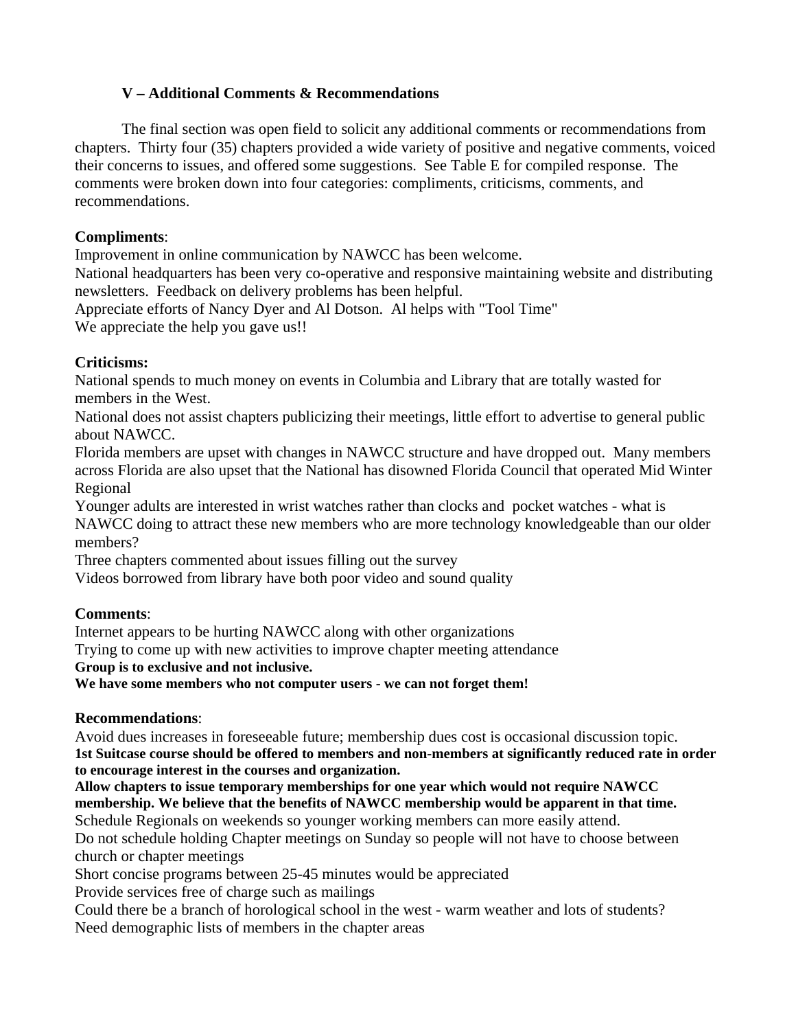### V – Additional Comments & Recommendations

The final section was open field to solicit any additional comments or recommendations from chapters. Thirty four (35) chapters provided a wide variety of positive and negative comments, voiced their concerns to issues, and offered some suggestions. See Table E for compiled response. The comments were broken down into four categories: compliments, criticisms, comments, and recommendations.

**Compliments**:

Improvement in online communication by NAWCC has been welcome.
National headquarters has been very co-operative and responsive maintaining website and distributing newsletters. Feedback on delivery problems has been helpful.
Appreciate efforts of Nancy Dyer and Al Dotson. Al helps with "Tool Time"
We appreciate the help you gave us!!

**Criticisms:**

National spends to much money on events in Columbia and Library that are totally wasted for members in the West.
National does not assist chapters publicizing their meetings, little effort to advertise to general public about NAWCC.
Florida members are upset with changes in NAWCC structure and have dropped out. Many members across Florida are also upset that the National has disowned Florida Council that operated Mid Winter Regional
Younger adults are interested in wrist watches rather than clocks and pocket watches - what is NAWCC doing to attract these new members who are more technology knowledgeable than our older members?
Three chapters commented about issues filling out the survey
Videos borrowed from library have both poor video and sound quality

**Comments**:

Internet appears to be hurting NAWCC along with other organizations
Trying to come up with new activities to improve chapter meeting attendance
**Group is to exclusive and not inclusive.**
**We have some members who not computer users - we can not forget them!**

**Recommendations**:

Avoid dues increases in foreseeable future; membership dues cost is occasional discussion topic.
**1st Suitcase course should be offered to members and non-members at significantly reduced rate in order to encourage interest in the courses and organization.**
**Allow chapters to issue temporary memberships for one year which would not require NAWCC membership. We believe that the benefits of NAWCC membership would be apparent in that time.**
Schedule Regionals on weekends so younger working members can more easily attend.
Do not schedule holding Chapter meetings on Sunday so people will not have to choose between church or chapter meetings
Short concise programs between 25-45 minutes would be appreciated
Provide services free of charge such as mailings
Could there be a branch of horological school in the west - warm weather and lots of students?
Need demographic lists of members in the chapter areas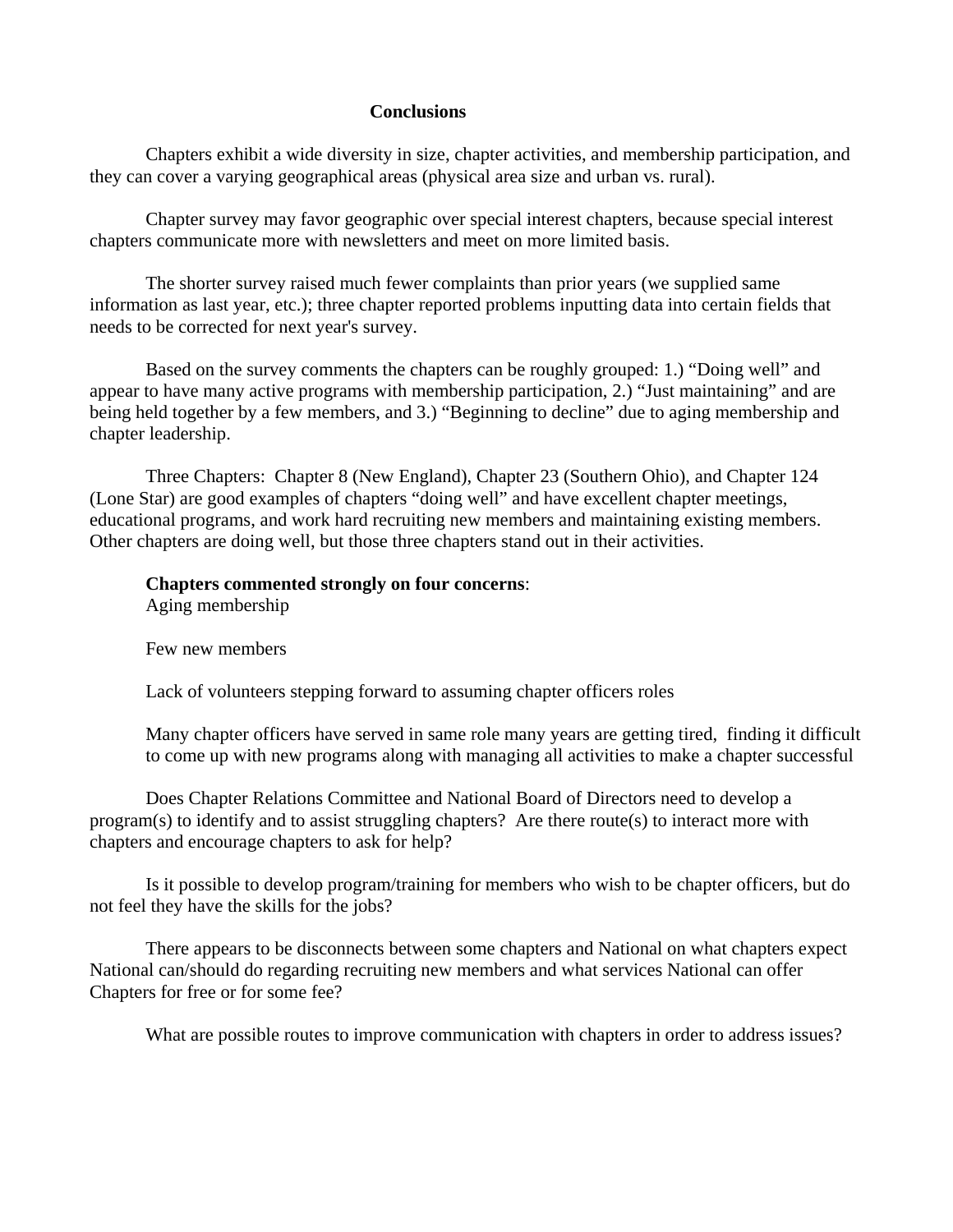## Conclusions

Chapters exhibit a wide diversity in size, chapter activities, and membership participation, and they can cover a varying geographical areas (physical area size and urban vs. rural).

Chapter survey may favor geographic over special interest chapters, because special interest chapters communicate more with newsletters and meet on more limited basis.

The shorter survey raised much fewer complaints than prior years (we supplied same information as last year, etc.); three chapter reported problems inputting data into certain fields that needs to be corrected for next year's survey.

Based on the survey comments the chapters can be roughly grouped: 1.) "Doing well" and appear to have many active programs with membership participation, 2.) "Just maintaining" and are being held together by a few members, and 3.) "Beginning to decline" due to aging membership and chapter leadership.

Three Chapters: Chapter 8 (New England), Chapter 23 (Southern Ohio), and Chapter 124 (Lone Star) are good examples of chapters "doing well" and have excellent chapter meetings, educational programs, and work hard recruiting new members and maintaining existing members. Other chapters are doing well, but those three chapters stand out in their activities.

**Chapters commented strongly on four concerns**:

Aging membership

Few new members

Lack of volunteers stepping forward to assuming chapter officers roles

Many chapter officers have served in same role many years are getting tired, finding it difficult to come up with new programs along with managing all activities to make a chapter successful

Does Chapter Relations Committee and National Board of Directors need to develop a program(s) to identify and to assist struggling chapters? Are there route(s) to interact more with chapters and encourage chapters to ask for help?

Is it possible to develop program/training for members who wish to be chapter officers, but do not feel they have the skills for the jobs?

There appears to be disconnects between some chapters and National on what chapters expect National can/should do regarding recruiting new members and what services National can offer Chapters for free or for some fee?

What are possible routes to improve communication with chapters in order to address issues?